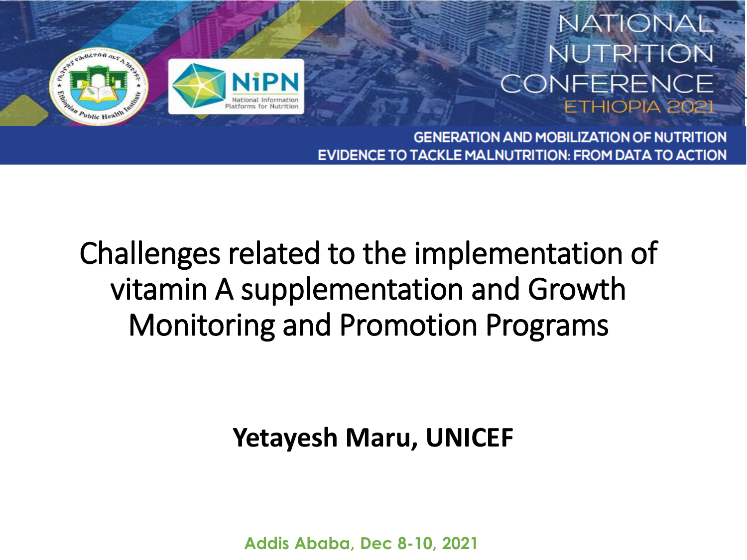NATIONAL NUTRITION CONFERENCE ETHIOPIA 2021

GENERATION AND MOBILIZATION OF NUTRITION EVIDENCE TO TACKLE MALNUTRITION: FROM DATA TO ACTION

# Challenges related to the implementation of vitamin A supplementation and Growth Monitoring and Promotion Programs

**Yetayesh Maru, UNICEF**

Addis Ababa, Dec 8-10, 2021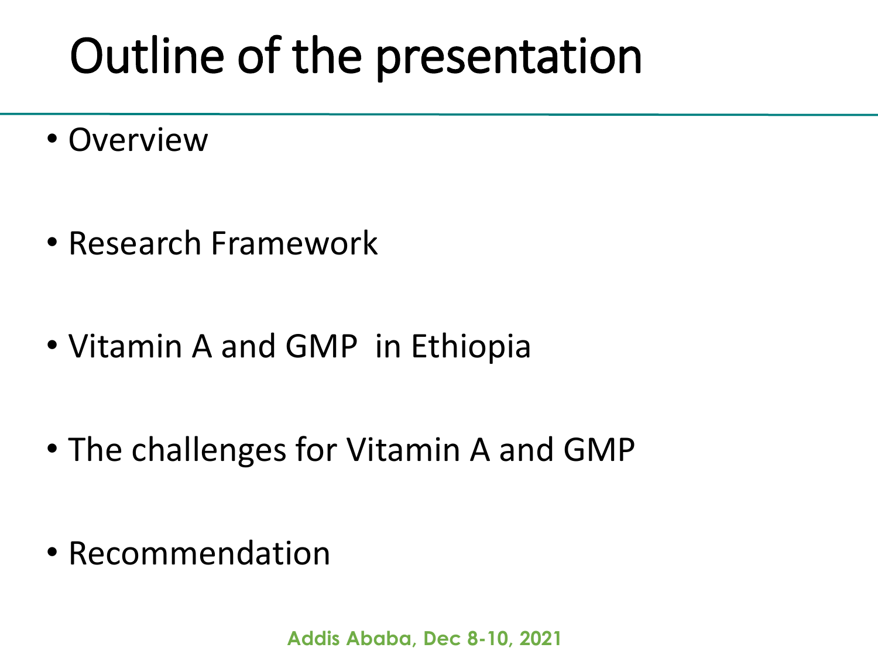# Outline of the presentation

- Overview
- Research Framework
- Vitamin A and GMP in Ethiopia
- The challenges for Vitamin A and GMP
- Recommendation

**Addis Ababa, Dec 8-10, 2021**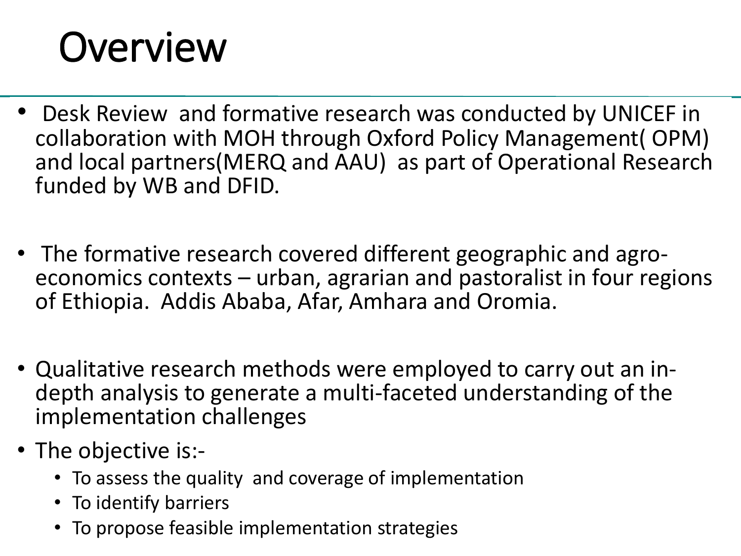# Overview

- Desk Review and formative research was conducted by UNICEF in collaboration with MOH through Oxford Policy Management( OPM) and local partners(MERQ and AAU) as part of Operational Research funded by WB and DFID.

- The formative research covered different geographic and agro-economics contexts – urban, agrarian and pastoralist in four regions of Ethiopia. Addis Ababa, Afar, Amhara and Oromia.

- Qualitative research methods were employed to carry out an in-depth analysis to generate a multi-faceted understanding of the implementation challenges
- The objective is:-
  - To assess the quality and coverage of implementation
  - To identify barriers
  - To propose feasible implementation strategies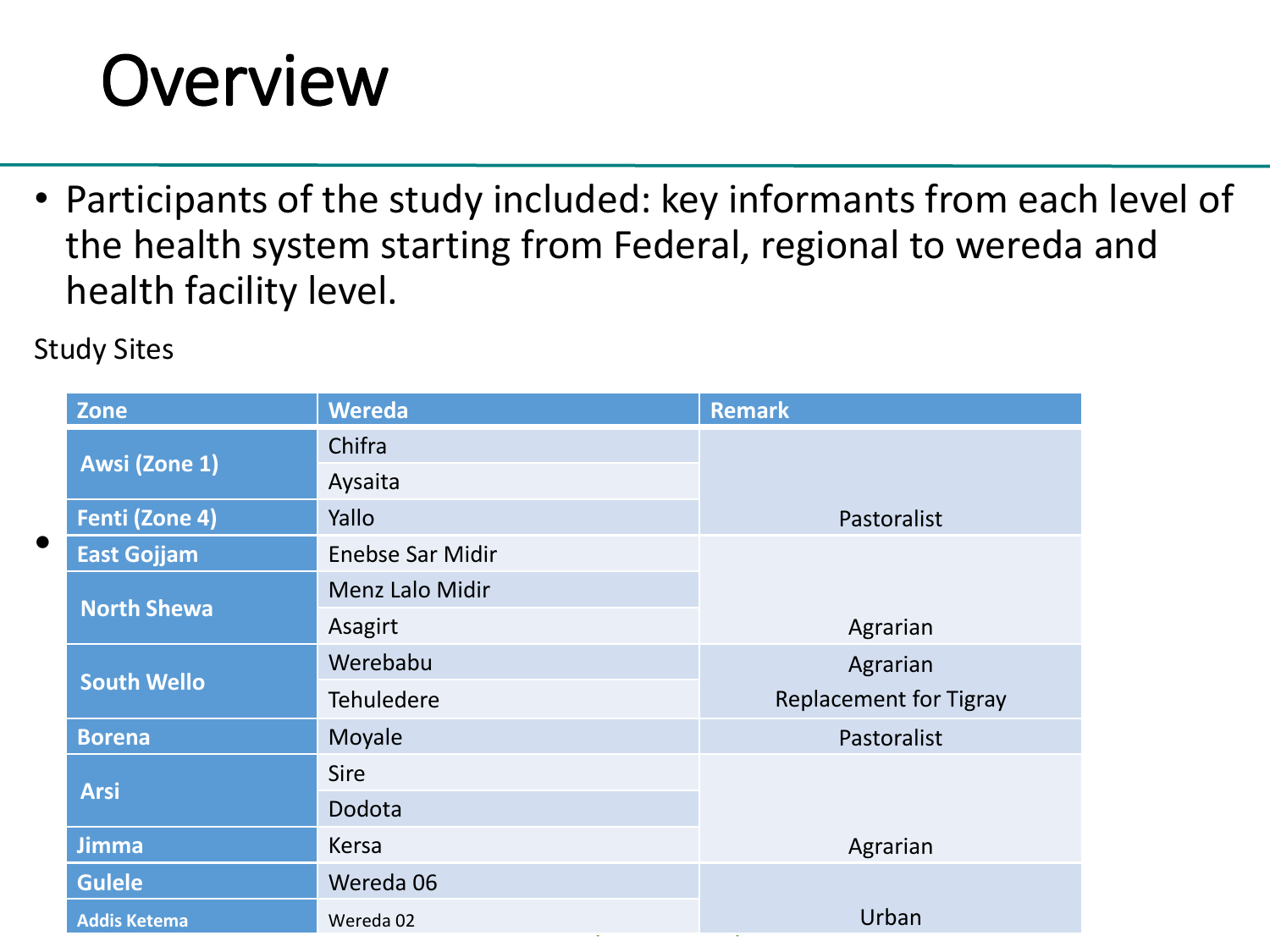# Overview

- Participants of the study included: key informants from each level of the health system starting from Federal, regional to wereda and health facility level.

Study Sites

| Zone | Wereda | Remark |
|---|---|---|
| Awsi (Zone 1) | Chifra | Pastoralist |
| | Aysaita | |
| Fenti (Zone 4) | Yallo | |
| East Gojjam | Enebse Sar Midir | Agrarian |
| North Shewa | Menz Lalo Midir | |
| | Asagirt | |
| South Wello | Werebabu | Agrarian |
| | Tehuledere | Replacement for Tigray |
| Borena | Moyale | Pastoralist |
| Arsi | Sire | Agrarian |
| | Dodota | |
| Jimma | Kersa | |
| Gulele | Wereda 06 | Urban |
| Addis Ketema | Wereda 02 | |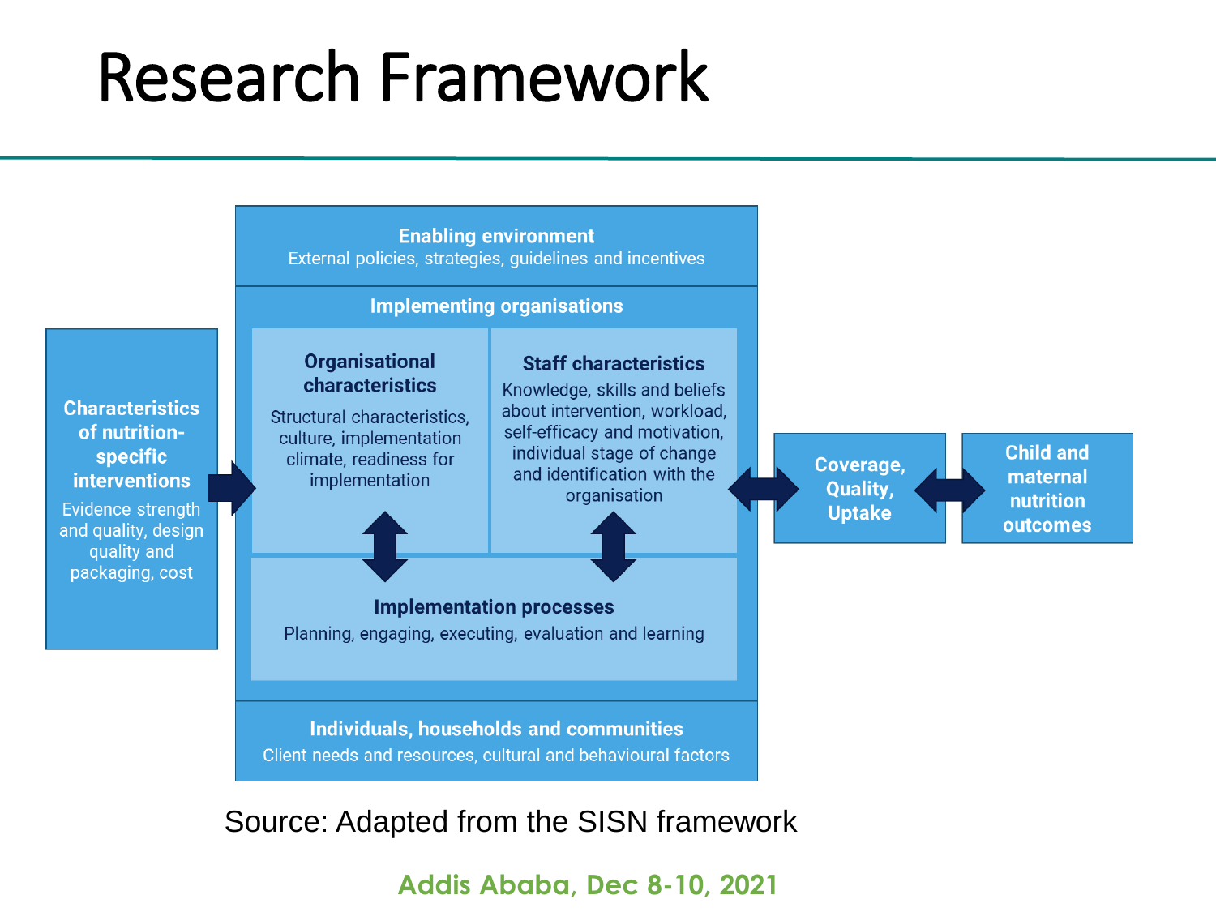# Research Framework

Characteristics of nutrition-specific interventions

Evidence strength and quality, design quality and packaging, cost

Enabling environment

External policies, strategies, guidelines and incentives

Implementing organisations

Organisational characteristics

Structural characteristics, culture, implementation climate, readiness for implementation

Staff characteristics

Knowledge, skills and beliefs about intervention, workload, self-efficacy and motivation, individual stage of change and identification with the organisation

Implementation processes

Planning, engaging, executing, evaluation and learning

Individuals, households and communities

Client needs and resources, cultural and behavioural factors

Coverage, Quality, Uptake

Child and maternal nutrition outcomes

Source: Adapted from the SISN framework

Addis Ababa, Dec 8-10, 2021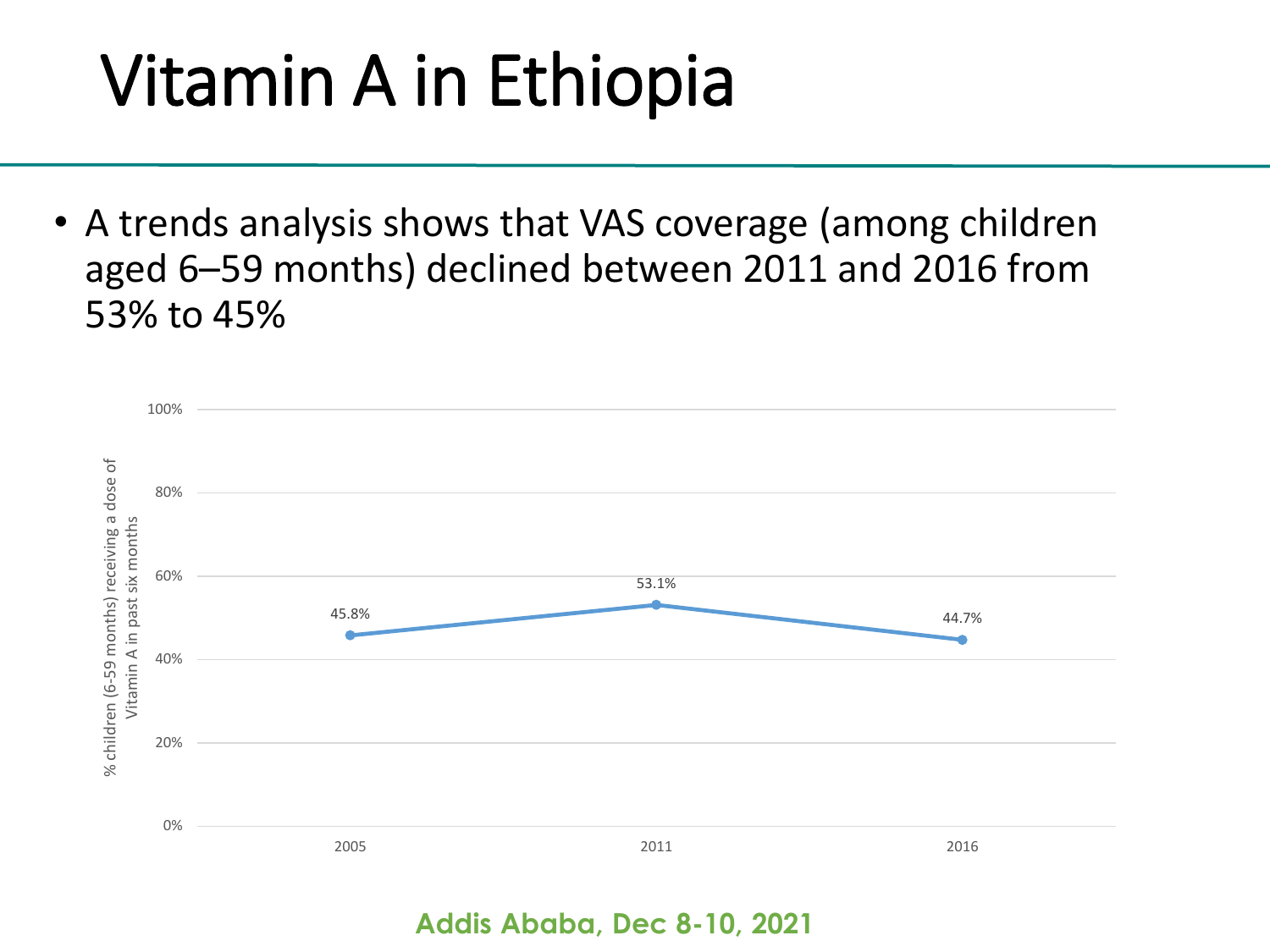# Vitamin A in Ethiopia

- A trends analysis shows that VAS coverage (among children aged 6–59 months) declined between 2011 and 2016 from 53% to 45%

| Year | % children (6-59 months) receiving a dose of Vitamin A in past six months |
|---|---|
| 2005 | 45.8% |
| 2011 | 53.1% |
| 2016 | 44.7% |

**Addis Ababa, Dec 8-10, 2021**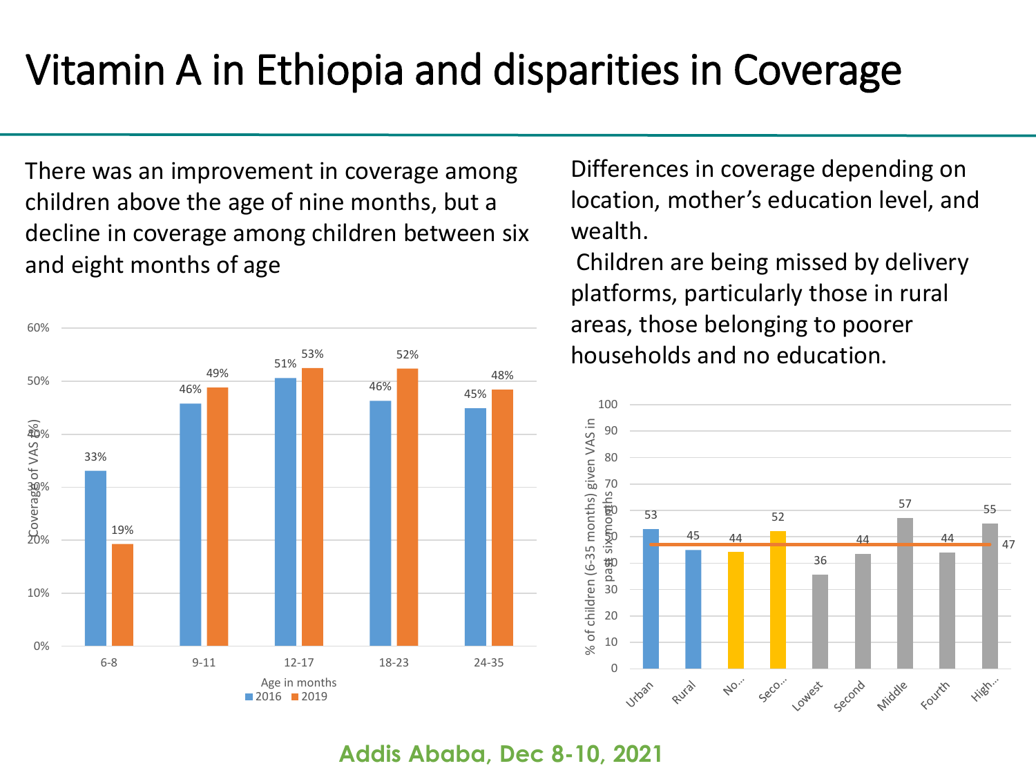# Vitamin A in Ethiopia and disparities in Coverage

There was an improvement in coverage among children above the age of nine months, but a decline in coverage among children between six and eight months of age

60%
50%
40%
30%
20%
10%
0%

Coverage of VAS (%)

33%
19%
46%
49%
51%
53%
46%
52%
45%
48%

6-8
9-11
12-17
18-23
24-35

Age in months

2016
2019

Differences in coverage depending on location, mother's education level, and wealth.

Children are being missed by delivery platforms, particularly those in rural areas, those belonging to poorer households and no education.

100
90
80
70
60
50
40
30
20
10
0

% of children (6-35 months) given VAS in past six months

53
45
44
52
36
44
57
44
55
47

Urban
Rural
No...
Seco...
Lowest
Second
Middle
Fourth
High...

Addis Ababa, Dec 8-10, 2021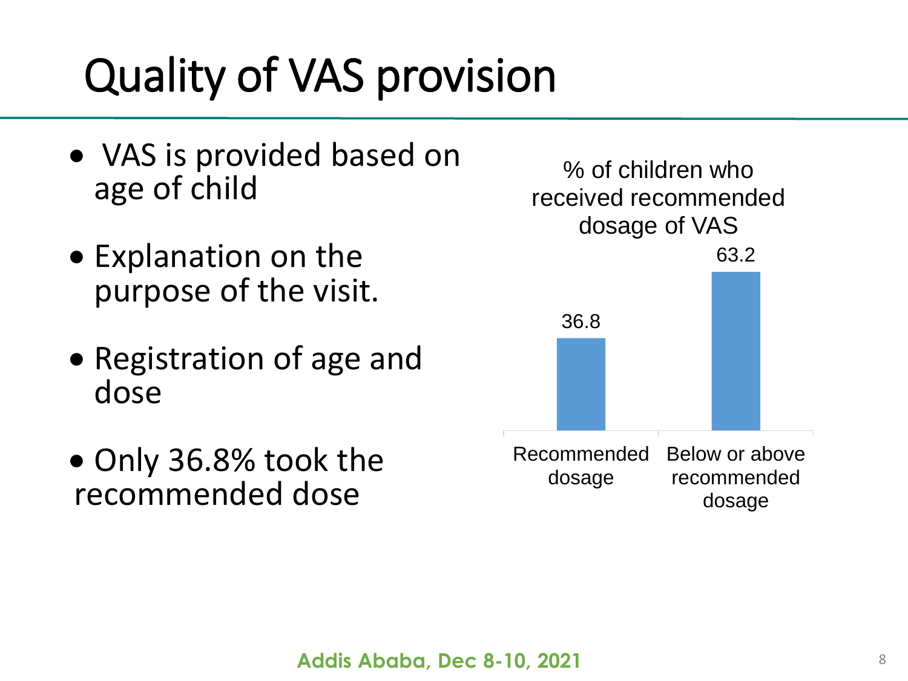# Quality of VAS provision

- VAS is provided based on age of child
- Explanation on the purpose of the visit.
- Registration of age and dose
- Only 36.8% took the recommended dose

% of children who received recommended dosage of VAS

36.8

63.2

Recommended dosage

Below or above recommended dosage

Addis Ababa, Dec 8-10, 2021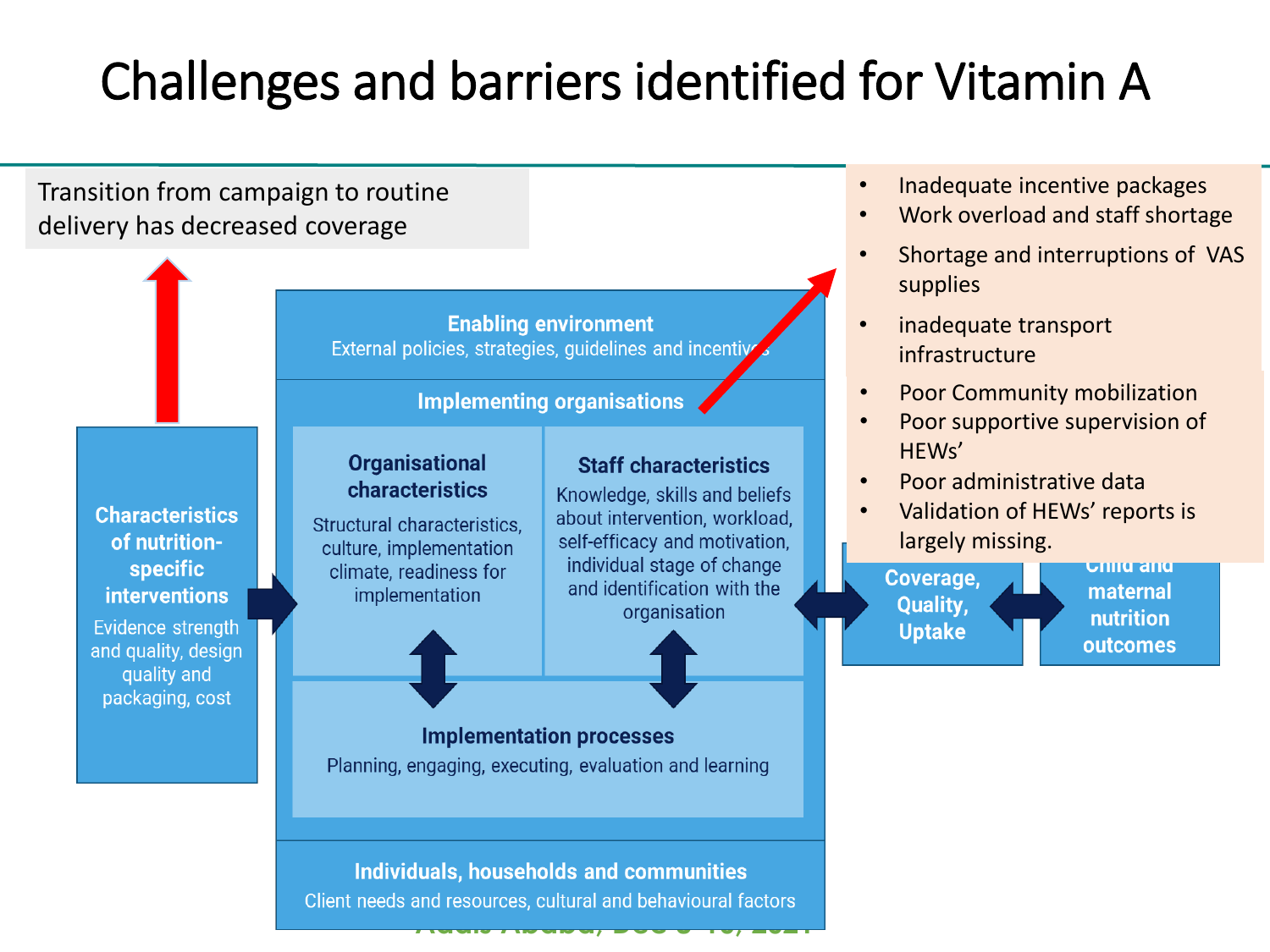# Challenges and barriers identified for Vitamin A

Transition from campaign to routine delivery has decreased coverage

- Inadequate incentive packages
- Work overload and staff shortage
- Shortage and interruptions of VAS supplies
- inadequate transport infrastructure
- Poor Community mobilization
- Poor supportive supervision of HEWs’
- Poor administrative data
- Validation of HEWs’ reports is largely missing.

**Characteristics of nutrition-specific interventions**
Evidence strength and quality, design quality and packaging, cost

**Enabling environment**
External policies, strategies, guidelines and incentives

**Implementing organisations**

**Organisational characteristics**
Structural characteristics, culture, implementation climate, readiness for implementation

**Staff characteristics**
Knowledge, skills and beliefs about intervention, workload, self-efficacy and motivation, individual stage of change and identification with the organisation

**Implementation processes**
Planning, engaging, executing, evaluation and learning

**Individuals, households and communities**
Client needs and resources, cultural and behavioural factors

**Coverage, Quality, Uptake**

**Child and maternal nutrition outcomes**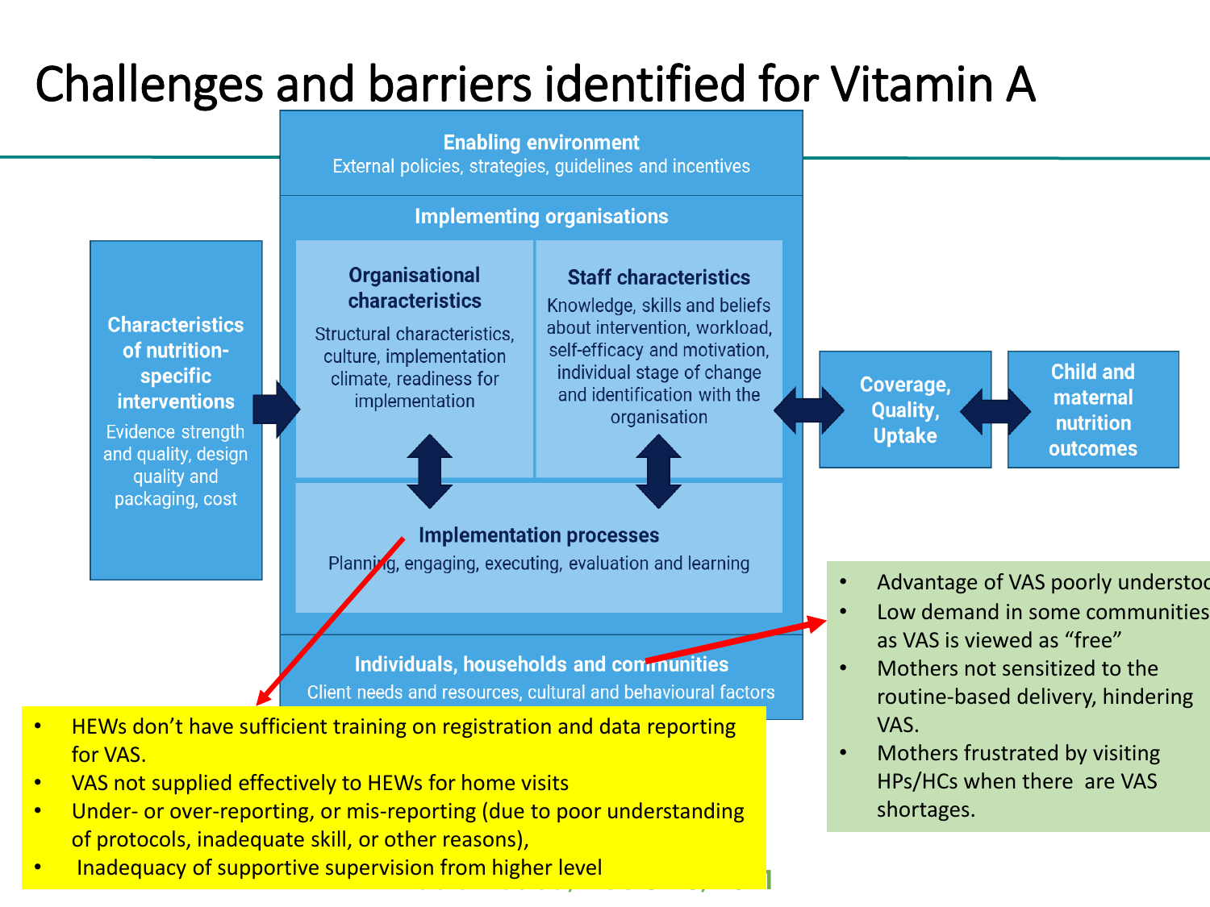# Challenges and barriers identified for Vitamin A

**Enabling environment**
External policies, strategies, guidelines and incentives

**Implementing organisations**

**Characteristics of nutrition-specific interventions**
Evidence strength and quality, design quality and packaging, cost

**Organisational characteristics**
Structural characteristics, culture, implementation climate, readiness for implementation

**Staff characteristics**
Knowledge, skills and beliefs about intervention, workload, self-efficacy and motivation, individual stage of change and identification with the organisation

**Implementation processes**
Planning, engaging, executing, evaluation and learning

**Individuals, households and communities**
Client needs and resources, cultural and behavioural factors

**Coverage, Quality, Uptake**

**Child and maternal nutrition outcomes**

- Advantage of VAS poorly understoo
- Low demand in some communities as VAS is viewed as "free"
- Mothers not sensitized to the routine-based delivery, hindering VAS.
- Mothers frustrated by visiting HPs/HCs when there are VAS shortages.

- HEWs don't have sufficient training on registration and data reporting for VAS.
- VAS not supplied effectively to HEWs for home visits
- Under- or over-reporting, or mis-reporting (due to poor understanding of protocols, inadequate skill, or other reasons),
- Inadequacy of supportive supervision from higher level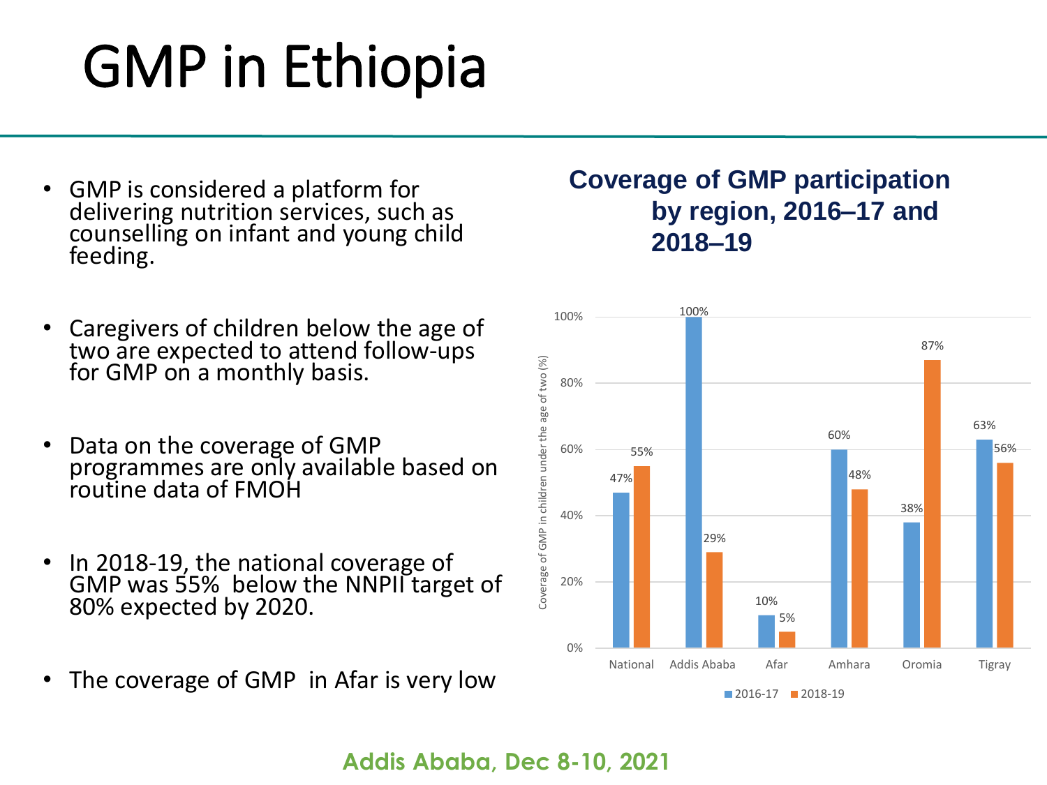# GMP in Ethiopia

- GMP is considered a platform for delivering nutrition services, such as counselling on infant and young child feeding.
- Caregivers of children below the age of two are expected to attend follow-ups for GMP on a monthly basis.
- Data on the coverage of GMP programmes are only available based on routine data of FMOH
- In 2018-19, the national coverage of GMP was 55% below the NNPII target of 80% expected by 2020.
- The coverage of GMP in Afar is very low

**Coverage of GMP participation by region, 2016–17 and 2018–19**

Coverage of GMP in children under the age of two (%)

100%
80%
60%
40%
20%
0%

National: 47%, 55%
Addis Ababa: 100%, 29%
Afar: 10%, 5%
Amhara: 60%, 48%
Oromia: 38%, 87%
Tigray: 63%, 56%

2016-17
2018-19

Addis Ababa, Dec 8-10, 2021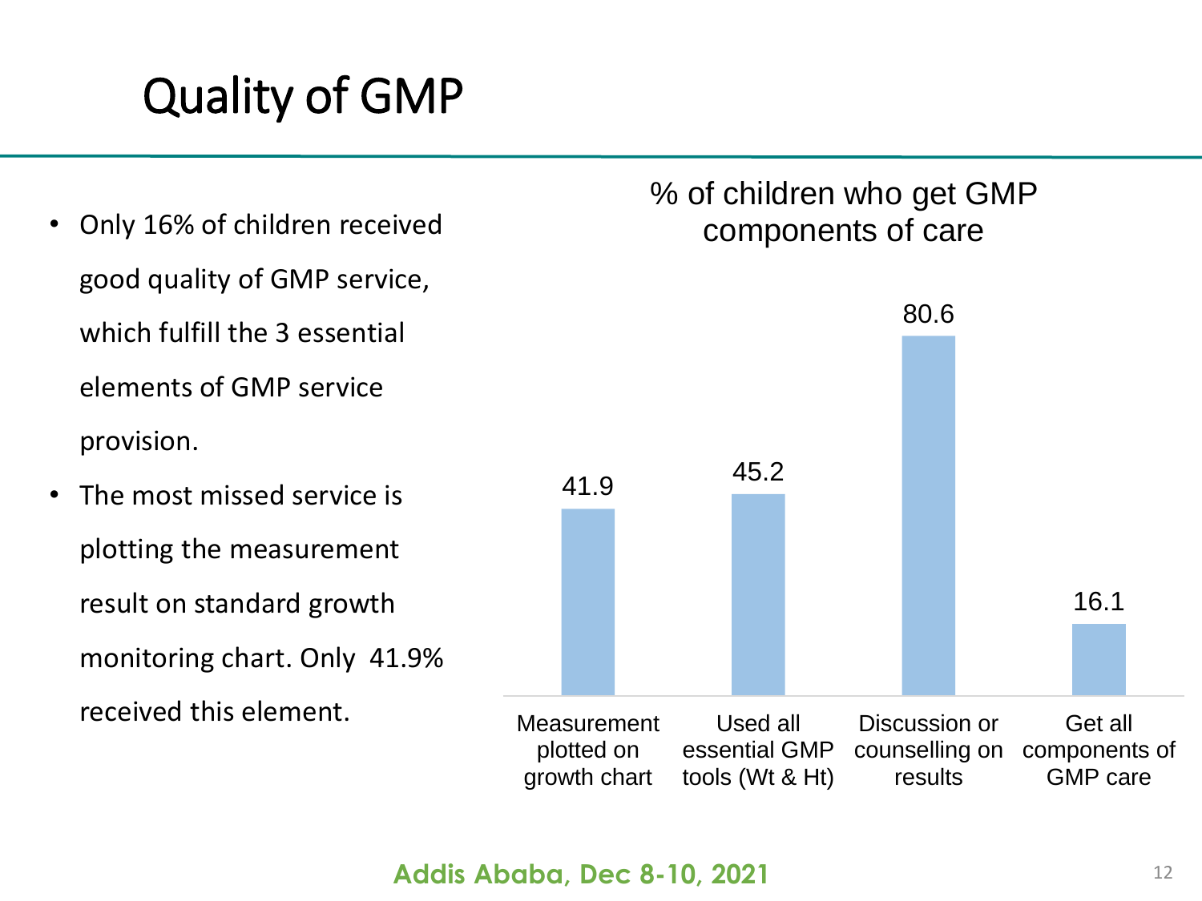# Quality of GMP

- Only 16% of children received good quality of GMP service, which fulfill the 3 essential elements of GMP service provision.
- The most missed service is plotting the measurement result on standard growth monitoring chart. Only 41.9% received this element.

% of children who get GMP components of care

41.9
Measurement plotted on growth chart

45.2
Used all essential GMP tools (Wt & Ht)

80.6
Discussion or counselling on results

16.1
Get all components of GMP care

**Addis Ababa, Dec 8-10, 2021**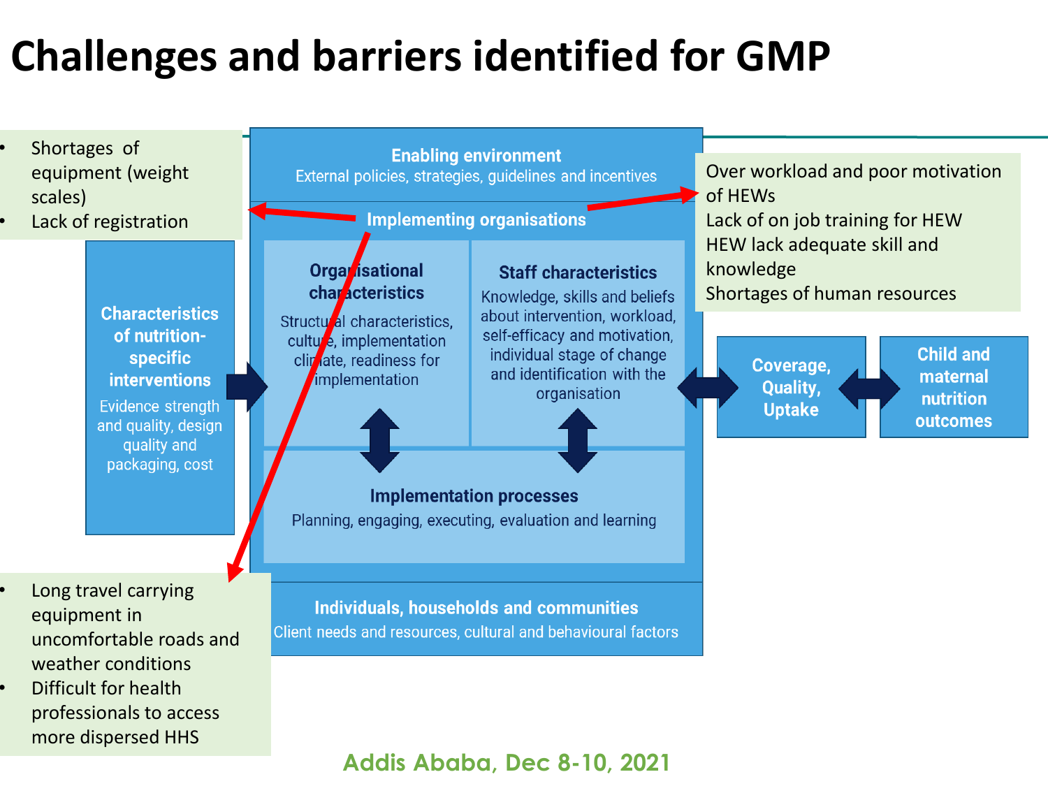# Challenges and barriers identified for GMP

- Shortages of equipment (weight scales)
- Lack of registration

Over workload and poor motivation of HEWs
Lack of on job training for HEW
HEW lack adequate skill and knowledge
Shortages of human resources

Enabling environment
External policies, strategies, guidelines and incentives

Implementing organisations

Characteristics of nutrition-specific interventions
Evidence strength and quality, design quality and packaging, cost

Organisational characteristics
Structural characteristics, culture, implementation climate, readiness for implementation

Staff characteristics
Knowledge, skills and beliefs about intervention, workload, self-efficacy and motivation, individual stage of change and identification with the organisation

Implementation processes
Planning, engaging, executing, evaluation and learning

Coverage, Quality, Uptake

Child and maternal nutrition outcomes

Individuals, households and communities
Client needs and resources, cultural and behavioural factors

- Long travel carrying equipment in uncomfortable roads and weather conditions
- Difficult for health professionals to access more dispersed HHS

Addis Ababa, Dec 8-10, 2021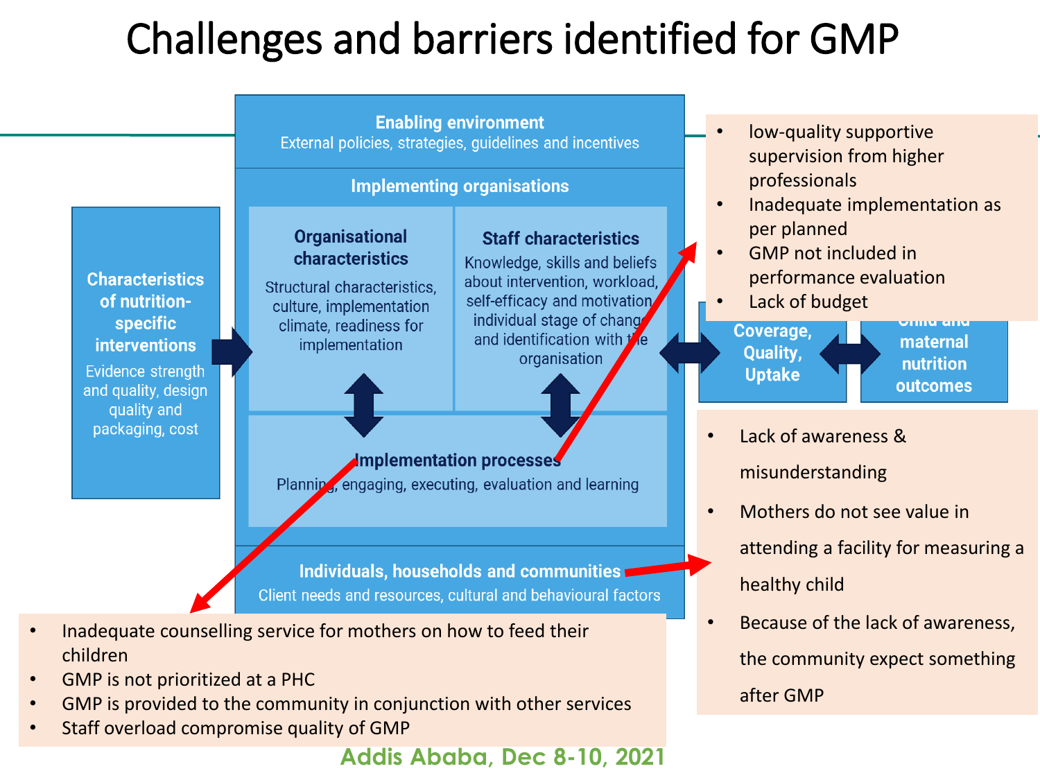# Challenges and barriers identified for GMP

**Enabling environment**
External policies, strategies, guidelines and incentives

**Implementing organisations**

**Organisational characteristics**
Structural characteristics, culture, implementation climate, readiness for implementation

**Staff characteristics**
Knowledge, skills and beliefs about intervention, workload, self-efficacy and motivation individual stage of change and identification with the organisation

**Implementation processes**
Planning, engaging, executing, evaluation and learning

**Characteristics of nutrition-specific interventions**
Evidence strength and quality, design quality and packaging, cost

**Individuals, households and communities**
Client needs and resources, cultural and behavioural factors

**Coverage, Quality, Uptake**

**Child and maternal nutrition outcomes**

- low-quality supportive supervision from higher professionals
- Inadequate implementation as per planned
- GMP not included in performance evaluation
- Lack of budget

- Lack of awareness & misunderstanding
- Mothers do not see value in attending a facility for measuring a healthy child
- Because of the lack of awareness, the community expect something after GMP

- Inadequate counselling service for mothers on how to feed their children
- GMP is not prioritized at a PHC
- GMP is provided to the community in conjunction with other services
- Staff overload compromise quality of GMP

Addis Ababa, Dec 8-10, 2021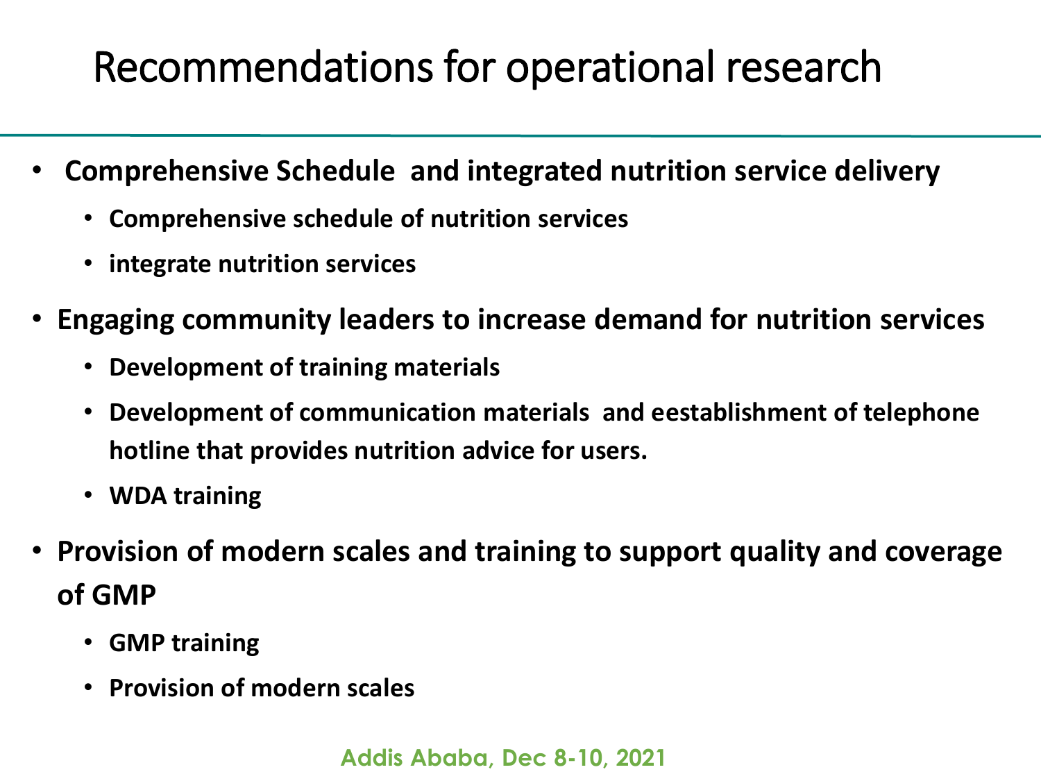# Recommendations for operational research

- **Comprehensive Schedule and integrated nutrition service delivery**
  - **Comprehensive schedule of nutrition services**
  - **integrate nutrition services**
- **Engaging community leaders to increase demand for nutrition services**
  - **Development of training materials**
  - **Development of communication materials and eestablishment of telephone hotline that provides nutrition advice for users.**
  - **WDA training**
- **Provision of modern scales and training to support quality and coverage of GMP**
  - **GMP training**
  - **Provision of modern scales**

**Addis Ababa, Dec 8-10, 2021**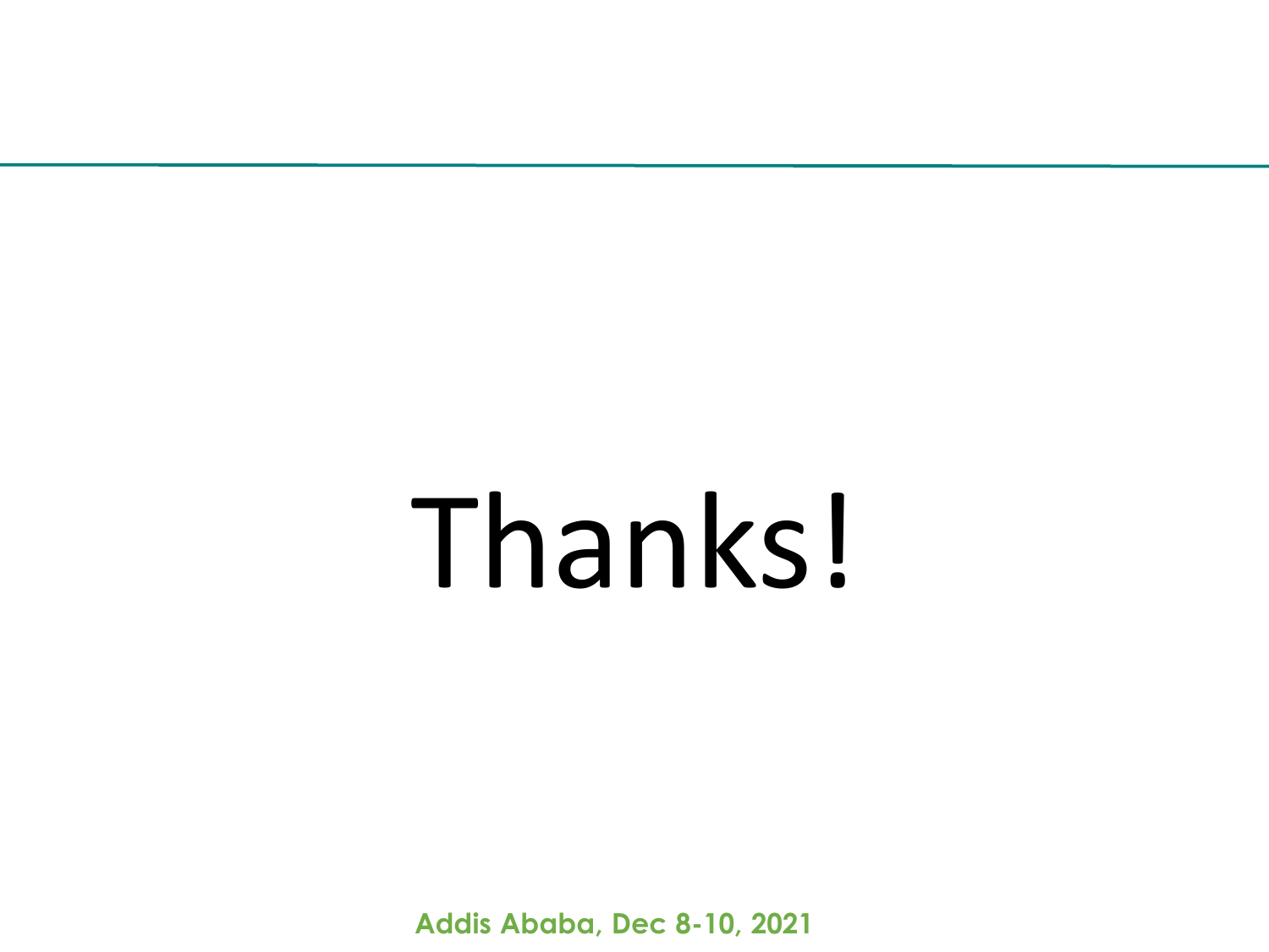# Thanks!